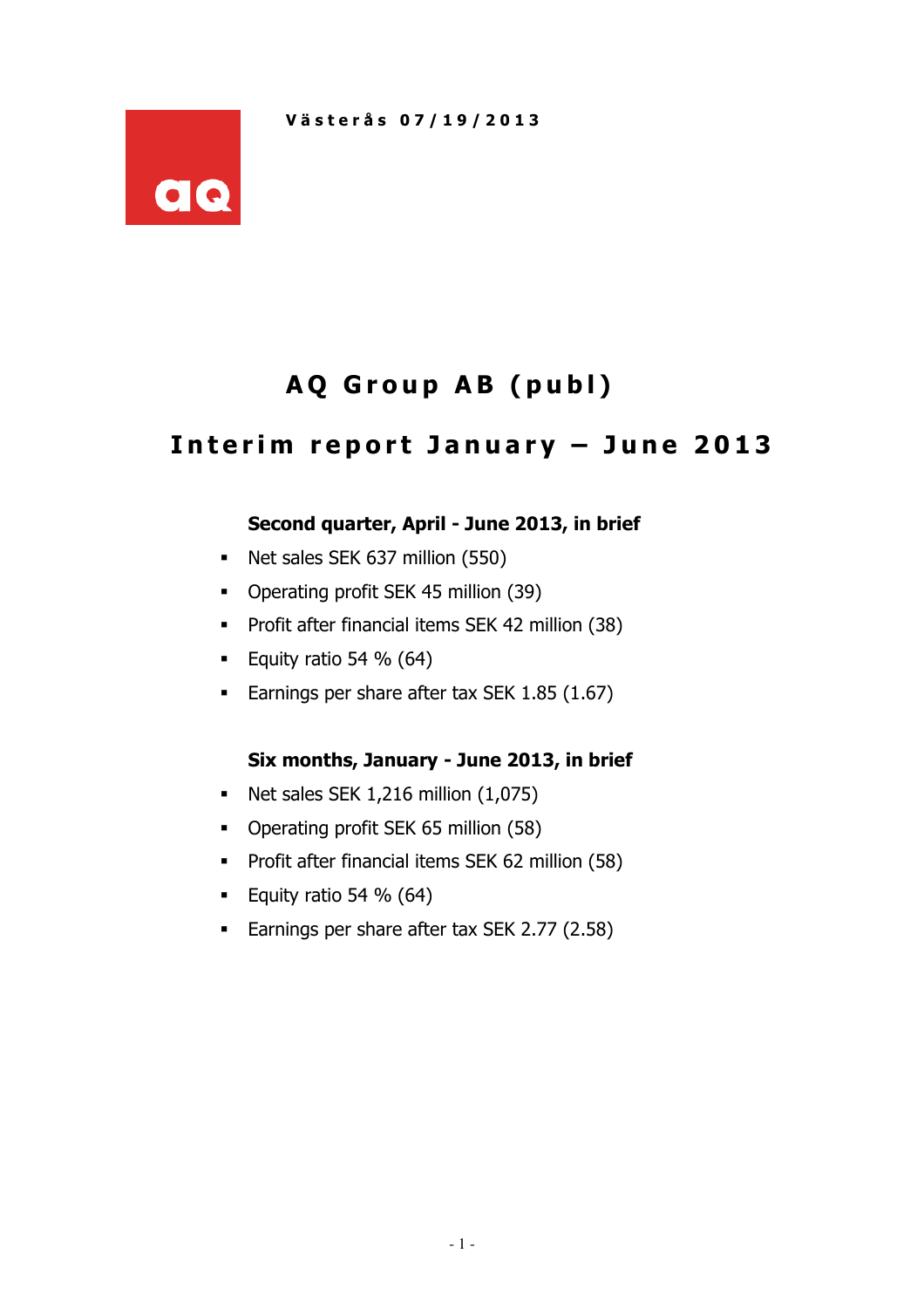Västerås 07/19/2013

# AQ Group AB (publ)

## Interim report January – June 2013

**Second quarter, April - June 2013, in brief**

- Net sales SEK 637 million (550)
- Operating profit SEK 45 million (39)
- Profit after financial items SEK 42 million (38)
- Equity ratio 54 % (64)
- Earnings per share after tax SEK 1.85 (1.67)

**Six months, January - June 2013, in brief**

- Net sales SEK 1,216 million (1,075)
- Operating profit SEK 65 million (58)
- Profit after financial items SEK 62 million (58)
- Equity ratio 54 % (64)
- Earnings per share after tax SEK 2.77 (2.58)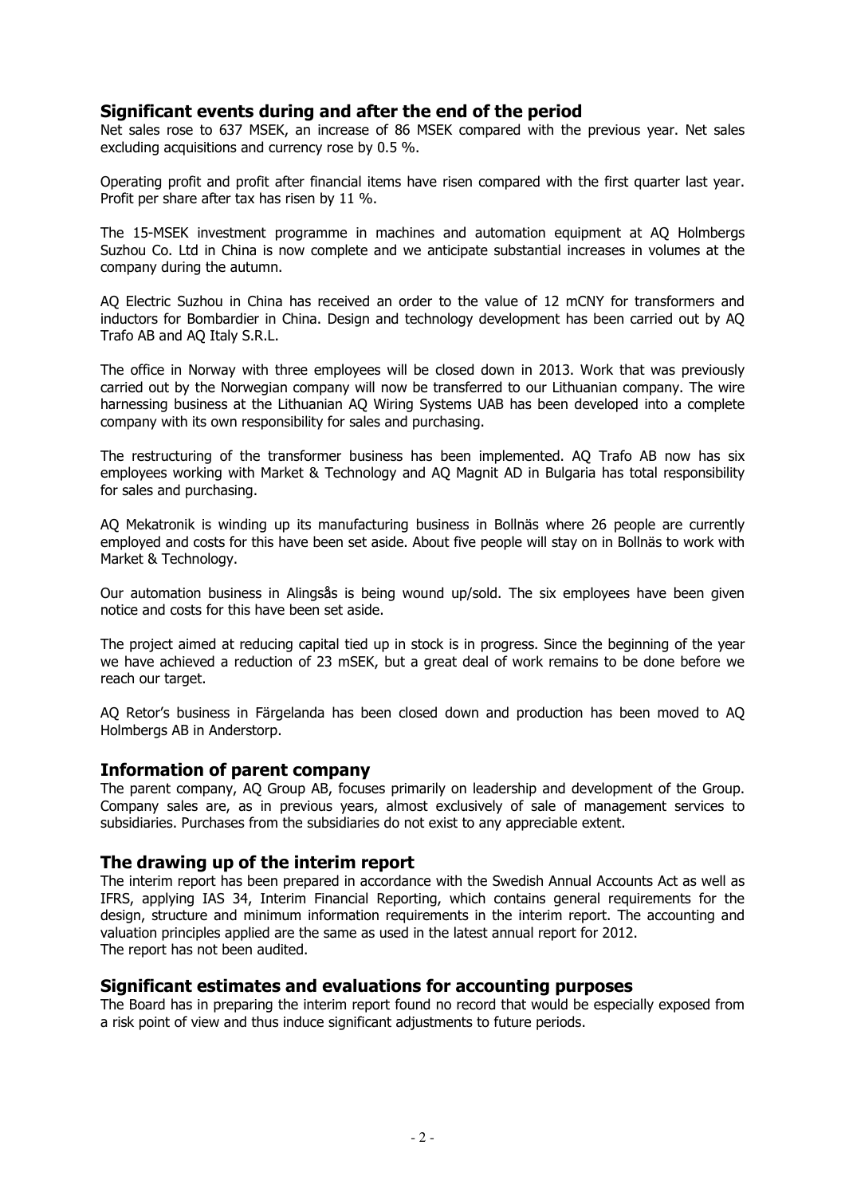## Significant events during and after the end of the period

Net sales rose to 637 MSEK, an increase of 86 MSEK compared with the previous year. Net sales excluding acquisitions and currency rose by 0.5 %.

Operating profit and profit after financial items have risen compared with the first quarter last year. Profit per share after tax has risen by 11 %.

The 15-MSEK investment programme in machines and automation equipment at AQ Holmbergs Suzhou Co. Ltd in China is now complete and we anticipate substantial increases in volumes at the company during the autumn.

AQ Electric Suzhou in China has received an order to the value of 12 mCNY for transformers and inductors for Bombardier in China. Design and technology development has been carried out by AQ Trafo AB and AQ Italy S.R.L.

The office in Norway with three employees will be closed down in 2013. Work that was previously carried out by the Norwegian company will now be transferred to our Lithuanian company. The wire harnessing business at the Lithuanian AQ Wiring Systems UAB has been developed into a complete company with its own responsibility for sales and purchasing.

The restructuring of the transformer business has been implemented. AQ Trafo AB now has six employees working with Market & Technology and AQ Magnit AD in Bulgaria has total responsibility for sales and purchasing.

AQ Mekatronik is winding up its manufacturing business in Bollnäs where 26 people are currently employed and costs for this have been set aside. About five people will stay on in Bollnäs to work with Market & Technology.

Our automation business in Alingsås is being wound up/sold. The six employees have been given notice and costs for this have been set aside.

The project aimed at reducing capital tied up in stock is in progress. Since the beginning of the year we have achieved a reduction of 23 mSEK, but a great deal of work remains to be done before we reach our target.

AQ Retor's business in Färgelanda has been closed down and production has been moved to AQ Holmbergs AB in Anderstorp.

## Information of parent company

The parent company, AQ Group AB, focuses primarily on leadership and development of the Group. Company sales are, as in previous years, almost exclusively of sale of management services to subsidiaries. Purchases from the subsidiaries do not exist to any appreciable extent.

## The drawing up of the interim report

The interim report has been prepared in accordance with the Swedish Annual Accounts Act as well as IFRS, applying IAS 34, Interim Financial Reporting, which contains general requirements for the design, structure and minimum information requirements in the interim report. The accounting and valuation principles applied are the same as used in the latest annual report for 2012.
The report has not been audited.

## Significant estimates and evaluations for accounting purposes

The Board has in preparing the interim report found no record that would be especially exposed from a risk point of view and thus induce significant adjustments to future periods.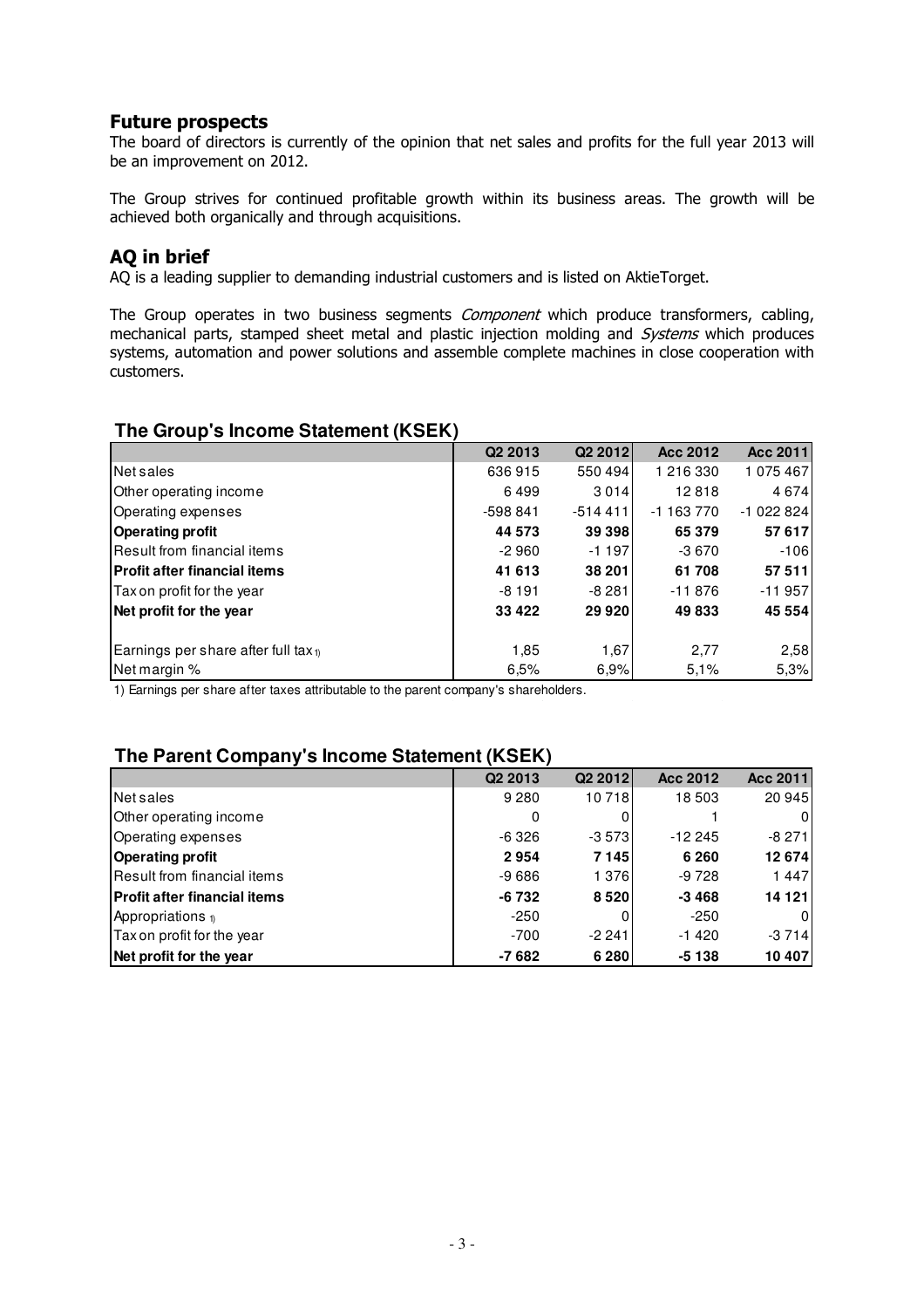## Future prospects

The board of directors is currently of the opinion that net sales and profits for the full year 2013 will be an improvement on 2012.

The Group strives for continued profitable growth within its business areas. The growth will be achieved both organically and through acquisitions.

## AQ in brief

AQ is a leading supplier to demanding industrial customers and is listed on AktieTorget.

The Group operates in two business segments *Component* which produce transformers, cabling, mechanical parts, stamped sheet metal and plastic injection molding and *Systems* which produces systems, automation and power solutions and assemble complete machines in close cooperation with customers.

### The Group's Income Statement (KSEK)

| | Q2 2013 | Q2 2012 | Acc 2012 | Acc 2011 |
|---|---|---|---|---|
| Net sales | 636 915 | 550 494 | 1 216 330 | 1 075 467 |
| Other operating income | 6 499 | 3 014 | 12 818 | 4 674 |
| Operating expenses | -598 841 | -514 411 | -1 163 770 | -1 022 824 |
| **Operating profit** | **44 573** | **39 398** | **65 379** | **57 617** |
| Result from financial items | -2 960 | -1 197 | -3 670 | -106 |
| **Profit after financial items** | **41 613** | **38 201** | **61 708** | **57 511** |
| Tax on profit for the year | -8 191 | -8 281 | -11 876 | -11 957 |
| **Net profit for the year** | **33 422** | **29 920** | **49 833** | **45 554** |
| | | | | |
| Earnings per share after full tax 1) | 1,85 | 1,67 | 2,77 | 2,58 |
| Net margin % | 6,5% | 6,9% | 5,1% | 5,3% |

1) Earnings per share after taxes attributable to the parent company's shareholders.

### The Parent Company's Income Statement (KSEK)

| | Q2 2013 | Q2 2012 | Acc 2012 | Acc 2011 |
|---|---|---|---|---|
| Net sales | 9 280 | 10 718 | 18 503 | 20 945 |
| Other operating income | 0 | 0 | 1 | 0 |
| Operating expenses | -6 326 | -3 573 | -12 245 | -8 271 |
| **Operating profit** | **2 954** | **7 145** | **6 260** | **12 674** |
| Result from financial items | -9 686 | 1 376 | -9 728 | 1 447 |
| **Profit after financial items** | **-6 732** | **8 520** | **-3 468** | **14 121** |
| Appropriations 1) | -250 | 0 | -250 | 0 |
| Tax on profit for the year | -700 | -2 241 | -1 420 | -3 714 |
| **Net profit for the year** | **-7 682** | **6 280** | **-5 138** | **10 407** |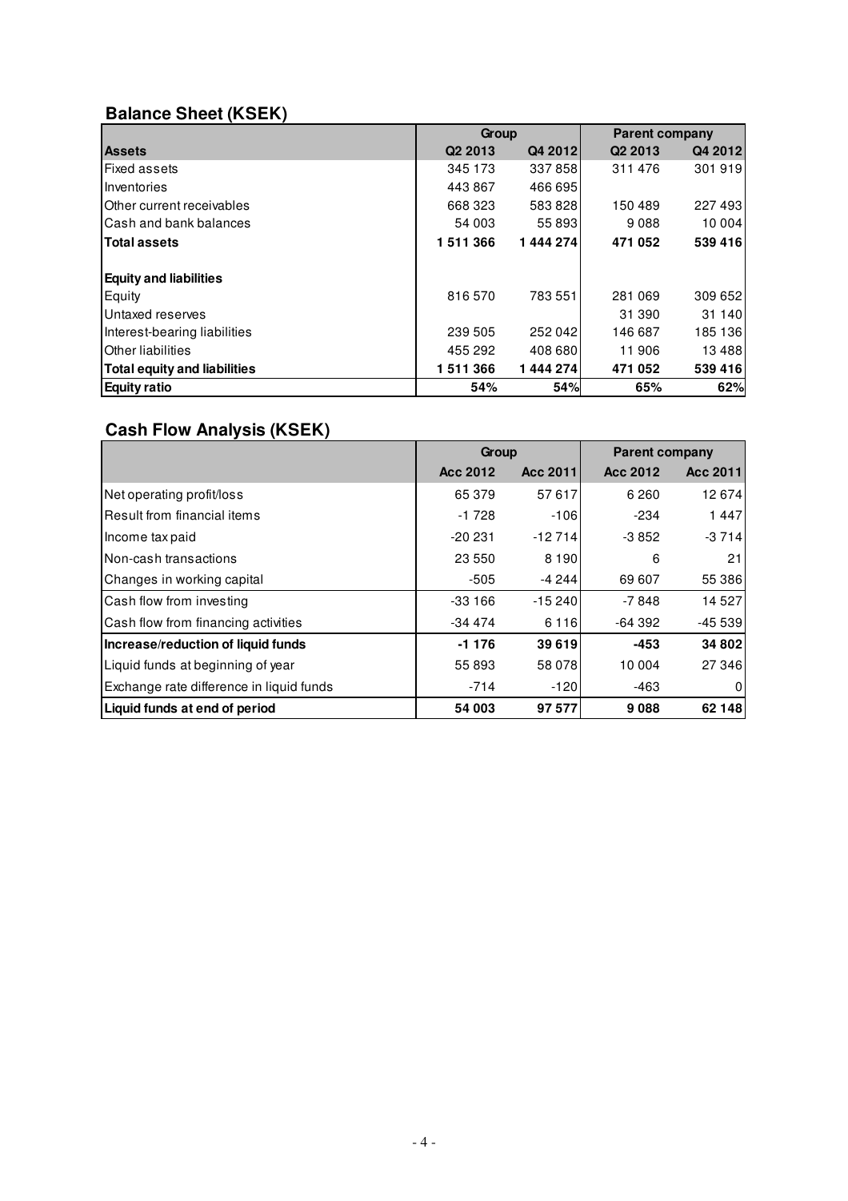## Balance Sheet (KSEK)

| | Group | | Parent company | |
|---|---|---|---|---|
| **Assets** | **Q2 2013** | **Q4 2012** | **Q2 2013** | **Q4 2012** |
| Fixed assets | 345 173 | 337 858 | 311 476 | 301 919 |
| Inventories | 443 867 | 466 695 | | |
| Other current receivables | 668 323 | 583 828 | 150 489 | 227 493 |
| Cash and bank balances | 54 003 | 55 893 | 9 088 | 10 004 |
| **Total assets** | **1 511 366** | **1 444 274** | **471 052** | **539 416** |
| | | | | |
| **Equity and liabilities** | | | | |
| Equity | 816 570 | 783 551 | 281 069 | 309 652 |
| Untaxed reserves | | | 31 390 | 31 140 |
| Interest-bearing liabilities | 239 505 | 252 042 | 146 687 | 185 136 |
| Other liabilities | 455 292 | 408 680 | 11 906 | 13 488 |
| **Total equity and liabilities** | **1 511 366** | **1 444 274** | **471 052** | **539 416** |
| **Equity ratio** | **54%** | **54%** | **65%** | **62%** |

## Cash Flow Analysis (KSEK)

| | Group | | Parent company | |
|---|---|---|---|---|
| | **Acc 2012** | **Acc 2011** | **Acc 2012** | **Acc 2011** |
| Net operating profit/loss | 65 379 | 57 617 | 6 260 | 12 674 |
| Result from financial items | -1 728 | -106 | -234 | 1 447 |
| Income tax paid | -20 231 | -12 714 | -3 852 | -3 714 |
| Non-cash transactions | 23 550 | 8 190 | 6 | 21 |
| Changes in working capital | -505 | -4 244 | 69 607 | 55 386 |
| Cash flow from investing | -33 166 | -15 240 | -7 848 | 14 527 |
| Cash flow from financing activities | -34 474 | 6 116 | -64 392 | -45 539 |
| **Increase/reduction of liquid funds** | **-1 176** | **39 619** | **-453** | **34 802** |
| Liquid funds at beginning of year | 55 893 | 58 078 | 10 004 | 27 346 |
| Exchange rate difference in liquid funds | -714 | -120 | -463 | 0 |
| **Liquid funds at end of period** | **54 003** | **97 577** | **9 088** | **62 148** |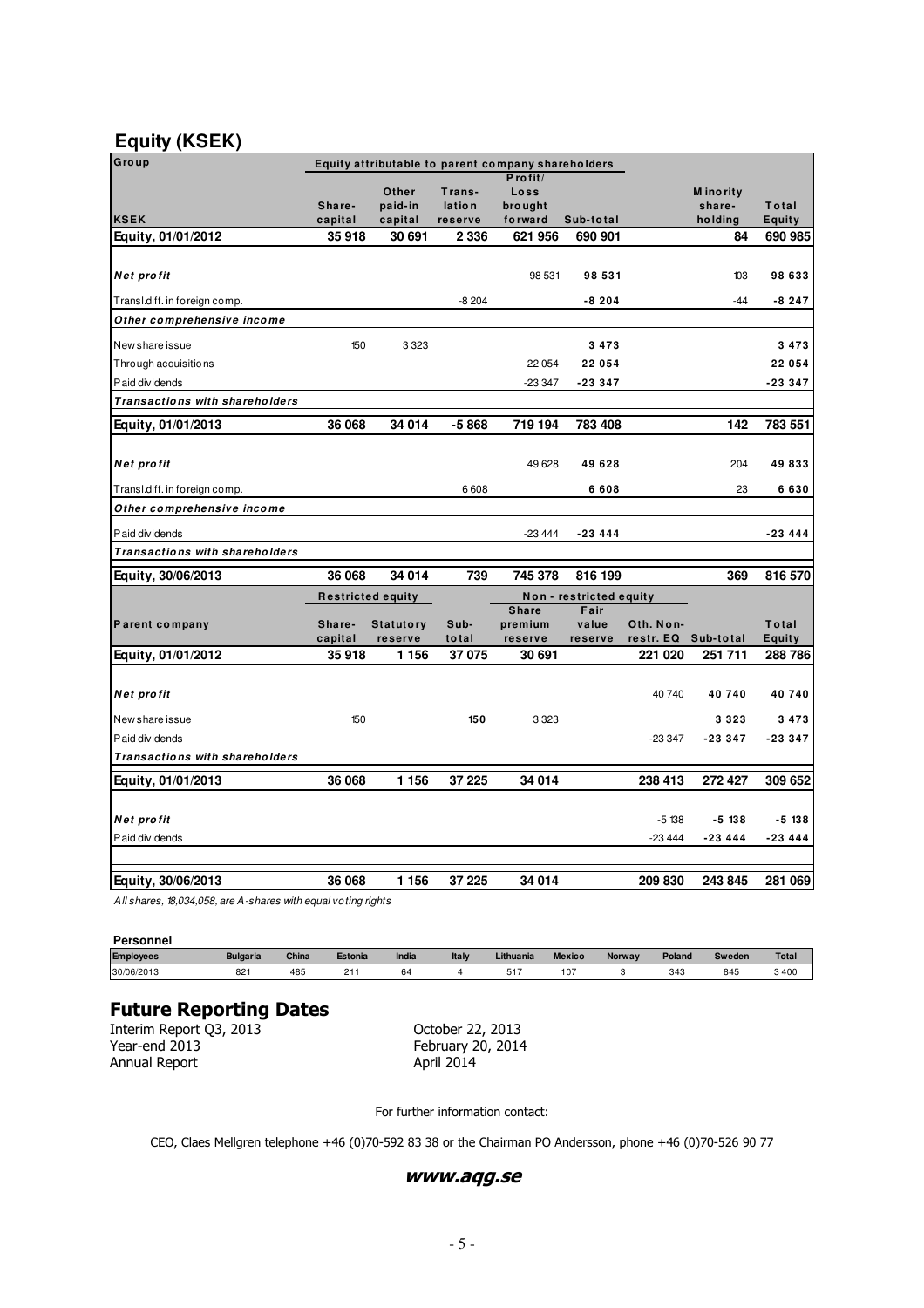## Equity (KSEK)

| Group | Equity attributable to parent company shareholders | | | | | | | |
|---|---|---|---|---|---|---|---|---|
| KSEK | Share-capital | Other paid-in capital | Trans-lation reserve | Profit/ Loss brought forward | Sub-total | | Minority share-holding | Total Equity |
| **Equity, 01/01/2012** | **35 918** | **30 691** | **2 336** | **621 956** | **690 901** | | **84** | **690 985** |
| ***Net profit*** | | | | 98 531 | **98 531** | | 103 | **98 633** |
| Transl.diff. in foreign comp. | | | -8 204 | | **-8 204** | | -44 | **-8 247** |
| ***Other comprehensive income*** | | | | | | | | |
| New share issue | 150 | 3 323 | | | **3 473** | | | **3 473** |
| Through acquisitions | | | | 22 054 | **22 054** | | | **22 054** |
| Paid dividends | | | | -23 347 | **-23 347** | | | **-23 347** |
| ***Transactions with shareholders*** | | | | | | | | |
| **Equity, 01/01/2013** | **36 068** | **34 014** | **-5 868** | **719 194** | **783 408** | | **142** | **783 551** |
| ***Net profit*** | | | | 49 628 | **49 628** | | 204 | **49 833** |
| Transl.diff. in foreign comp. | | | 6 608 | | **6 608** | | 23 | **6 630** |
| ***Other comprehensive income*** | | | | | | | | |
| Paid dividends | | | | -23 444 | **-23 444** | | | **-23 444** |
| ***Transactions with shareholders*** | | | | | | | | |
| **Equity, 30/06/2013** | **36 068** | **34 014** | **739** | **745 378** | **816 199** | | **369** | **816 570** |

| | Restricted equity | | | Non - restricted equity | | | | |
|---|---|---|---|---|---|---|---|---|
| **Parent company** | Share-capital | Statutory reserve | Sub-total | Share premium reserve | Fair value reserve | Oth. Non-restr. EQ | Sub-total | Total Equity |
| **Equity, 01/01/2012** | **35 918** | **1 156** | **37 075** | **30 691** | | **221 020** | **251 711** | **288 786** |
| ***Net profit*** | | | | | | 40 740 | **40 740** | **40 740** |
| New share issue | 150 | | **150** | 3 323 | | | **3 323** | **3 473** |
| Paid dividends | | | | | | -23 347 | **-23 347** | **-23 347** |
| ***Transactions with shareholders*** | | | | | | | | |
| **Equity, 01/01/2013** | **36 068** | **1 156** | **37 225** | **34 014** | | **238 413** | **272 427** | **309 652** |
| ***Net profit*** | | | | | | -5 138 | **-5 138** | **-5 138** |
| Paid dividends | | | | | | -23 444 | **-23 444** | **-23 444** |
| **Equity, 30/06/2013** | **36 068** | **1 156** | **37 225** | **34 014** | | **209 830** | **243 845** | **281 069** |

*All shares, 18,034,058, are A-shares with equal voting rights*

**Personnel**

| Employees | Bulgaria | China | Estonia | India | Italy | Lithuania | Mexico | Norway | Poland | Sweden | Total |
|---|---|---|---|---|---|---|---|---|---|---|---|
| 30/06/2013 | 821 | 485 | 211 | 64 | 4 | 517 | 107 | 3 | 343 | 845 | 3 400 |

## Future Reporting Dates

Interim Report Q3, 2013 — October 22, 2013
Year-end 2013 — February 20, 2014
Annual Report — April 2014

For further information contact:

CEO, Claes Mellgren telephone +46 (0)70-592 83 38 or the Chairman PO Andersson, phone +46 (0)70-526 90 77

***www.aqg.se***